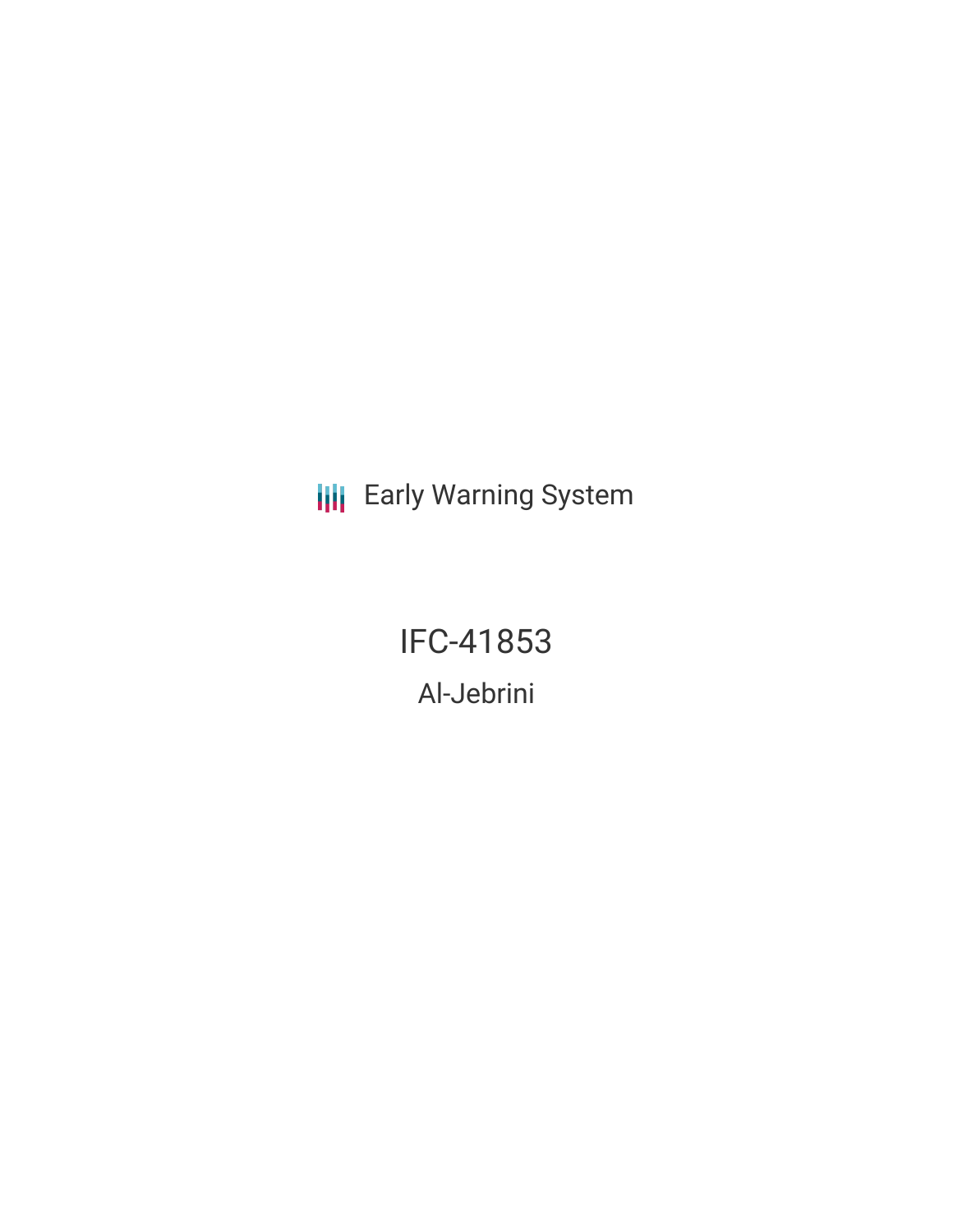Early Warning System

# IFC-41853

## Al-Jebrini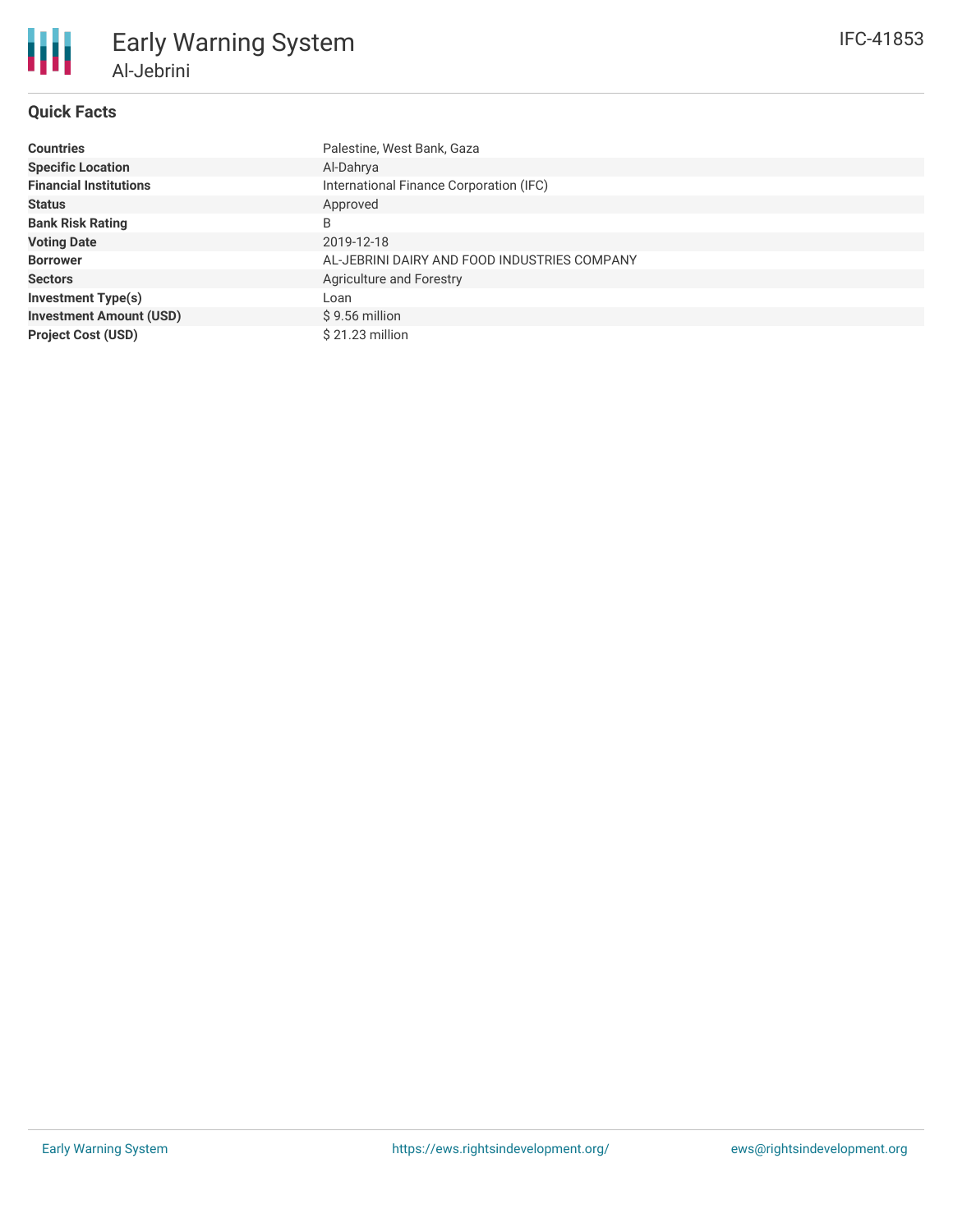# Early Warning System

## Al-Jebrini

IFC-41853

### Quick Facts

| | |
|---|---|
| **Countries** | Palestine, West Bank, Gaza |
| **Specific Location** | Al-Dahrya |
| **Financial Institutions** | International Finance Corporation (IFC) |
| **Status** | Approved |
| **Bank Risk Rating** | B |
| **Voting Date** | 2019-12-18 |
| **Borrower** | AL-JEBRINI DAIRY AND FOOD INDUSTRIES COMPANY |
| **Sectors** | Agriculture and Forestry |
| **Investment Type(s)** | Loan |
| **Investment Amount (USD)** | $ 9.56 million |
| **Project Cost (USD)** | $ 21.23 million |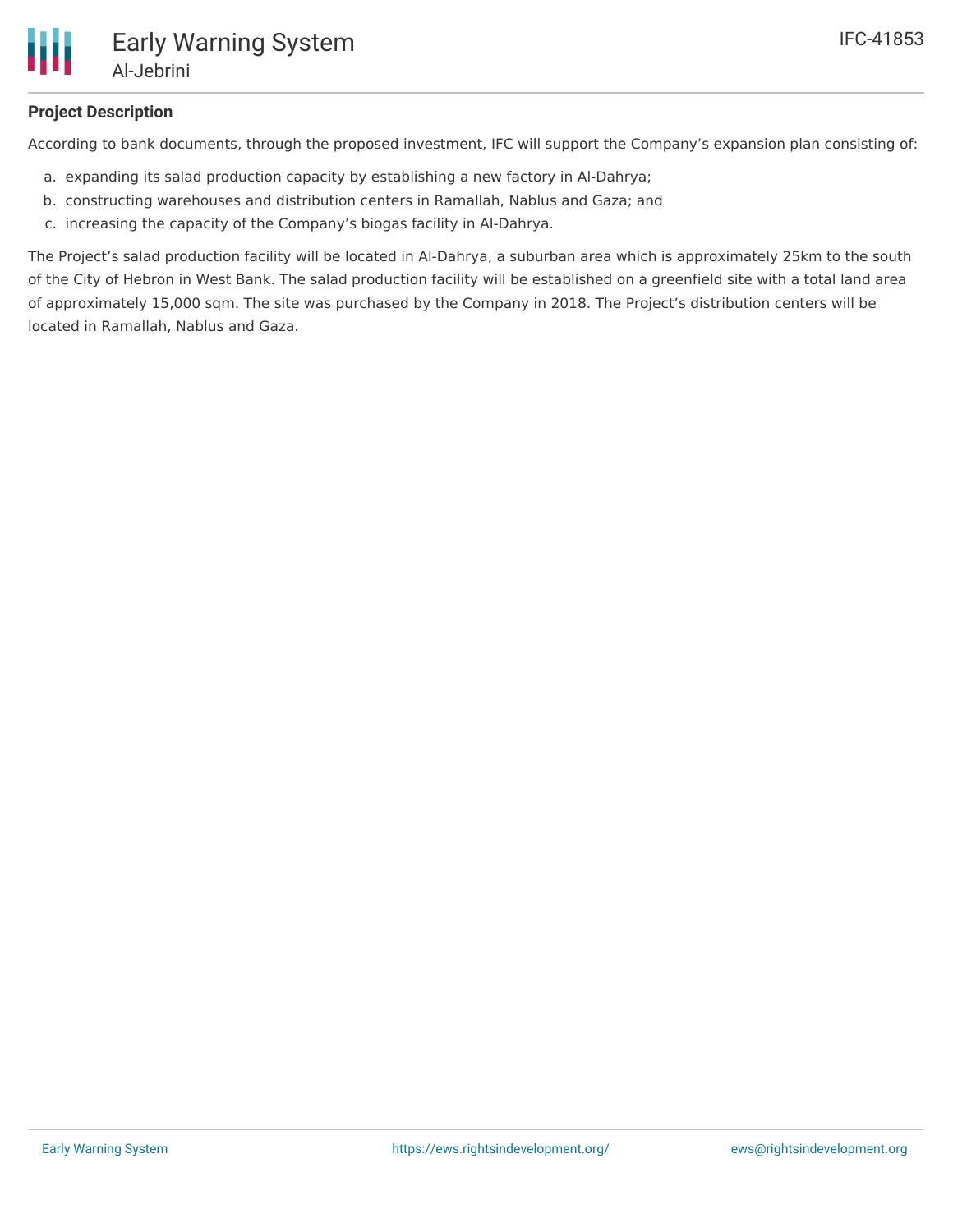**Project Description**

According to bank documents, through the proposed investment, IFC will support the Company's expansion plan consisting of:

a. expanding its salad production capacity by establishing a new factory in Al-Dahrya;
b. constructing warehouses and distribution centers in Ramallah, Nablus and Gaza; and
c. increasing the capacity of the Company's biogas facility in Al-Dahrya.

The Project's salad production facility will be located in Al-Dahrya, a suburban area which is approximately 25km to the south of the City of Hebron in West Bank. The salad production facility will be established on a greenfield site with a total land area of approximately 15,000 sqm. The site was purchased by the Company in 2018. The Project's distribution centers will be located in Ramallah, Nablus and Gaza.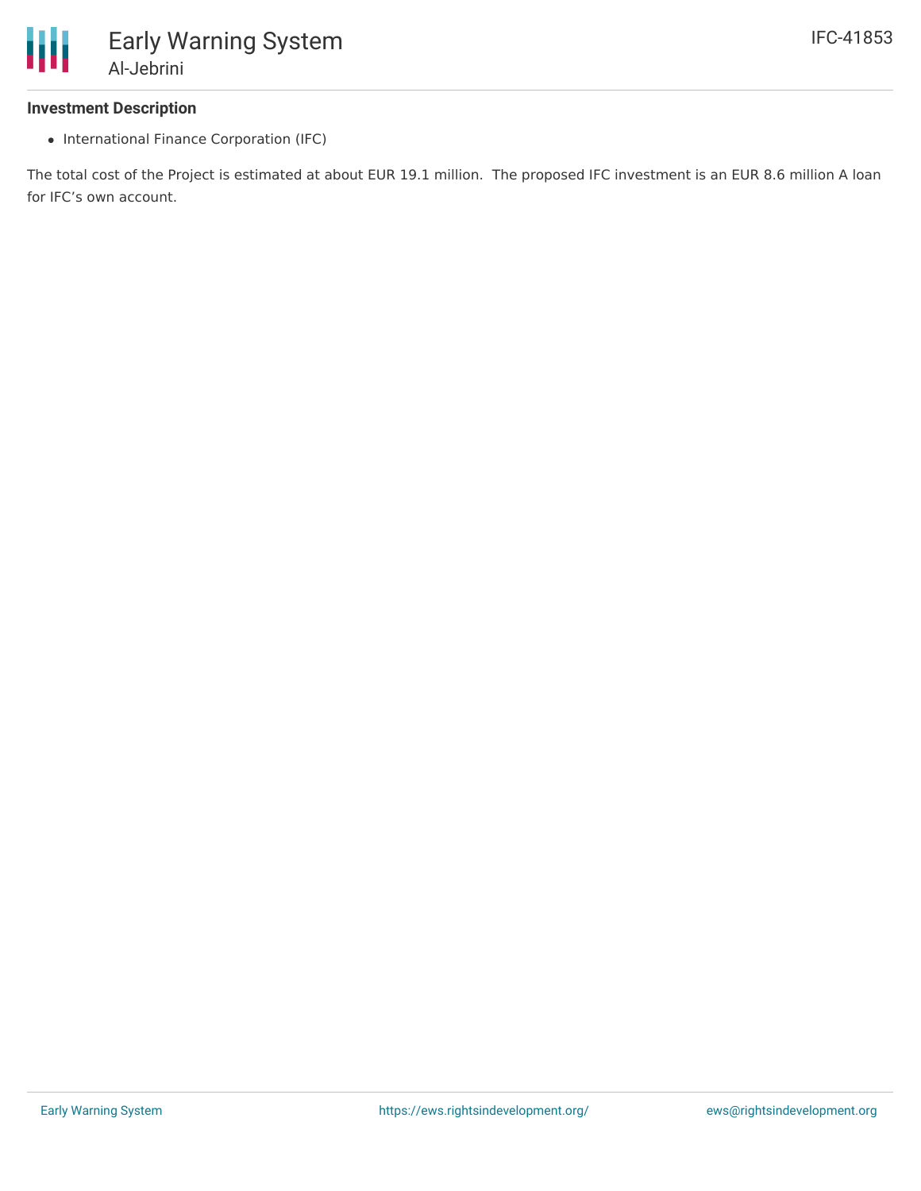### Investment Description

- International Finance Corporation (IFC)

The total cost of the Project is estimated at about EUR 19.1 million.  The proposed IFC investment is an EUR 8.6 million A loan for IFC's own account.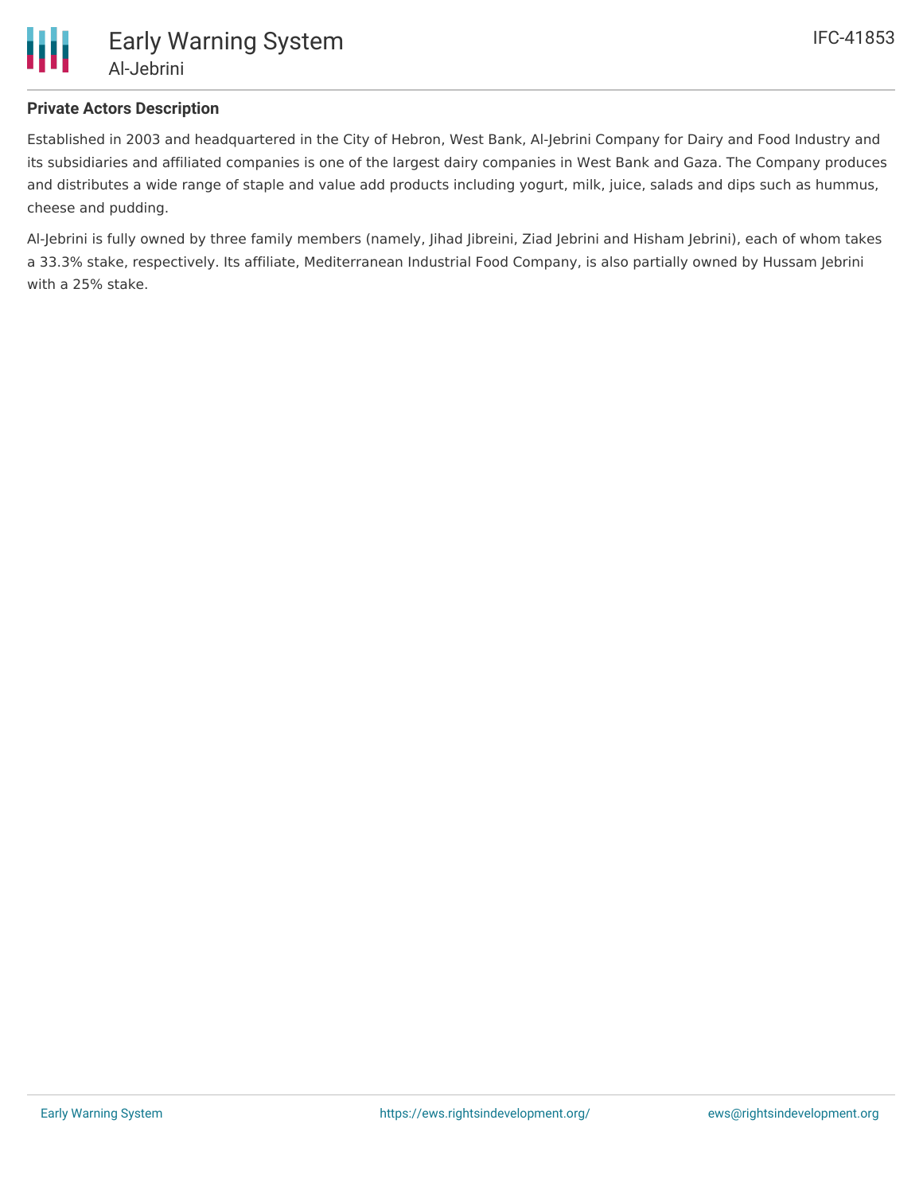**Private Actors Description**

Established in 2003 and headquartered in the City of Hebron, West Bank, Al-Jebrini Company for Dairy and Food Industry and its subsidiaries and affiliated companies is one of the largest dairy companies in West Bank and Gaza. The Company produces and distributes a wide range of staple and value add products including yogurt, milk, juice, salads and dips such as hummus, cheese and pudding.

Al-Jebrini is fully owned by three family members (namely, Jihad Jibreini, Ziad Jebrini and Hisham Jebrini), each of whom takes a 33.3% stake, respectively. Its affiliate, Mediterranean Industrial Food Company, is also partially owned by Hussam Jebrini with a 25% stake.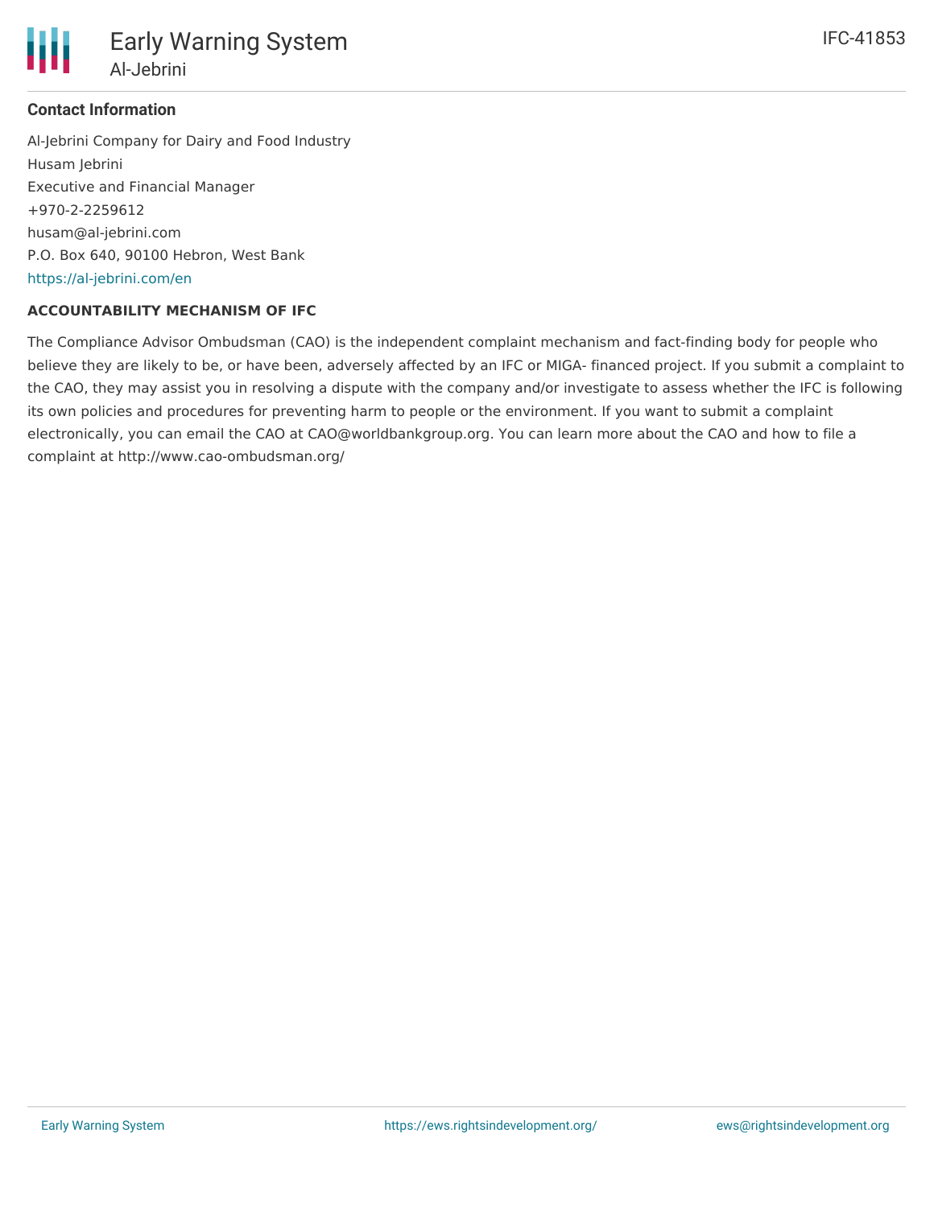### Contact Information

Al-Jebrini Company for Dairy and Food Industry
Husam Jebrini
Executive and Financial Manager
+970-2-2259612
husam@al-jebrini.com
P.O. Box 640, 90100 Hebron, West Bank
https://al-jebrini.com/en

#### ACCOUNTABILITY MECHANISM OF IFC

The Compliance Advisor Ombudsman (CAO) is the independent complaint mechanism and fact-finding body for people who believe they are likely to be, or have been, adversely affected by an IFC or MIGA- financed project. If you submit a complaint to the CAO, they may assist you in resolving a dispute with the company and/or investigate to assess whether the IFC is following its own policies and procedures for preventing harm to people or the environment. If you want to submit a complaint electronically, you can email the CAO at CAO@worldbankgroup.org. You can learn more about the CAO and how to file a complaint at http://www.cao-ombudsman.org/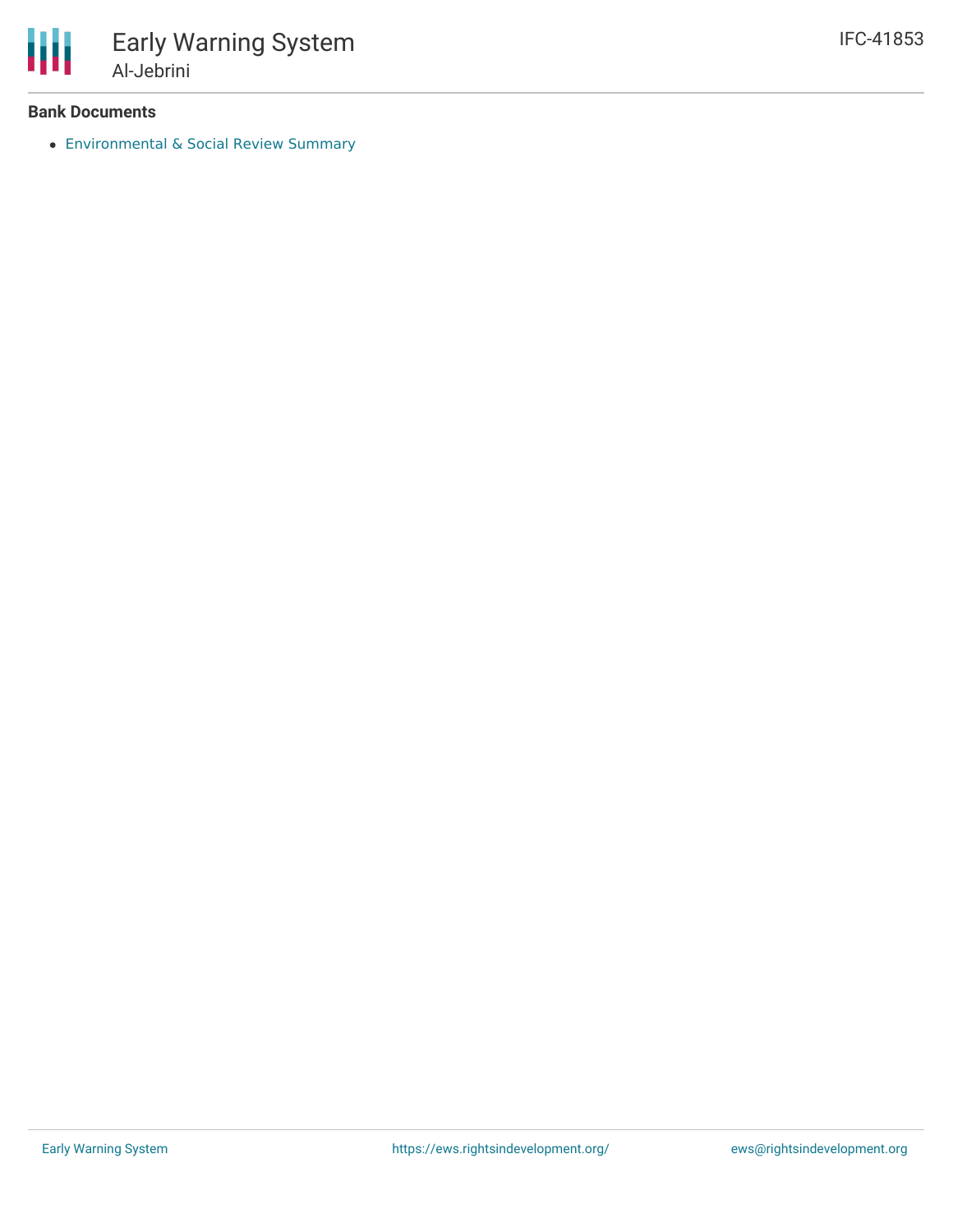**Bank Documents**

- Environmental & Social Review Summary